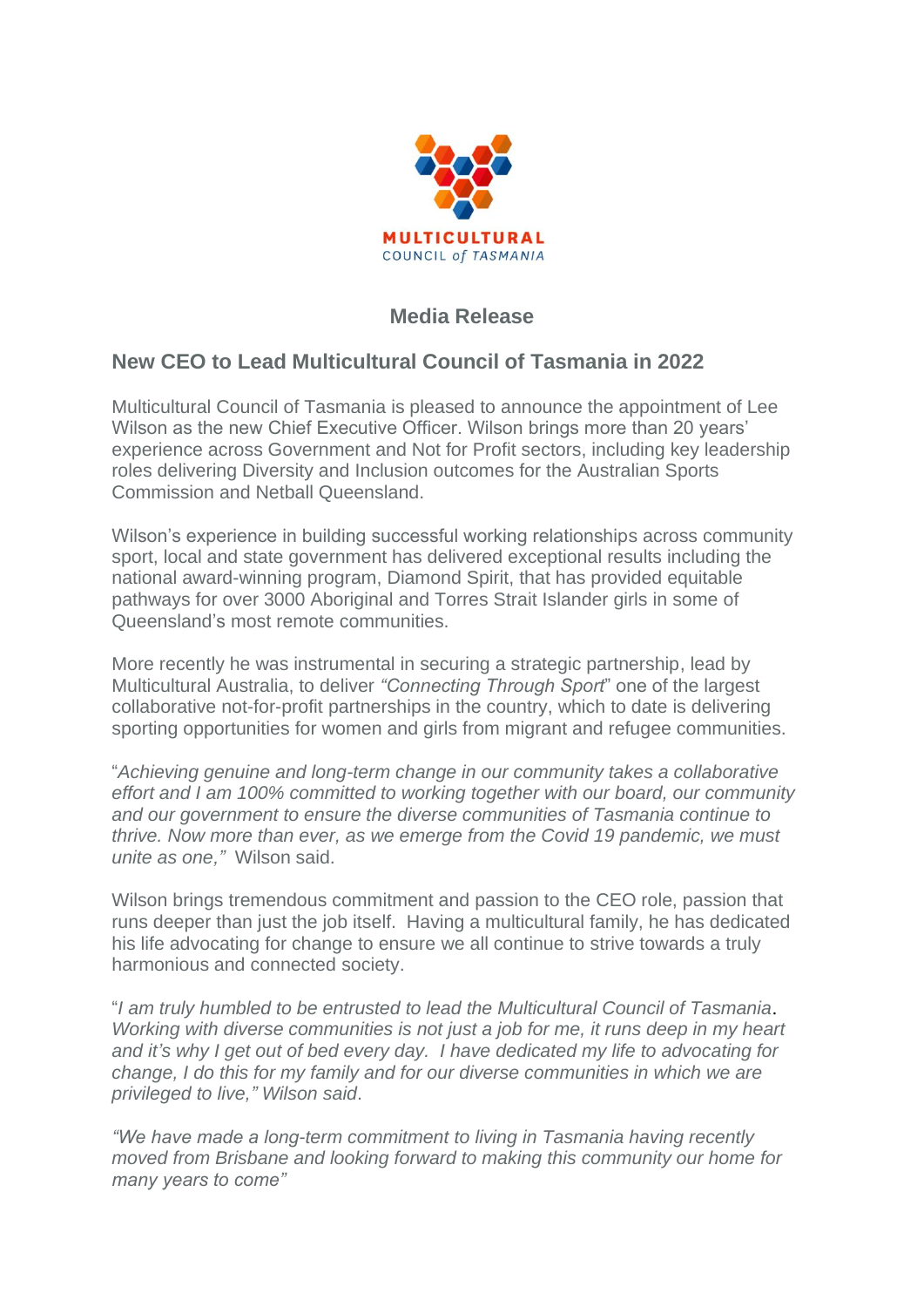MULTICULTURAL
COUNCIL of TASMANIA

## Media Release

### New CEO to Lead Multicultural Council of Tasmania in 2022

Multicultural Council of Tasmania is pleased to announce the appointment of Lee Wilson as the new Chief Executive Officer. Wilson brings more than 20 years' experience across Government and Not for Profit sectors, including key leadership roles delivering Diversity and Inclusion outcomes for the Australian Sports Commission and Netball Queensland.

Wilson's experience in building successful working relationships across community sport, local and state government has delivered exceptional results including the national award-winning program, Diamond Spirit, that has provided equitable pathways for over 3000 Aboriginal and Torres Strait Islander girls in some of Queensland's most remote communities.

More recently he was instrumental in securing a strategic partnership, lead by Multicultural Australia, to deliver *"Connecting Through Sport*" one of the largest collaborative not-for-profit partnerships in the country, which to date is delivering sporting opportunities for women and girls from migrant and refugee communities.

"*Achieving genuine and long-term change in our community takes a collaborative effort and I am 100% committed to working together with our board, our community and our government to ensure the diverse communities of Tasmania continue to thrive. Now more than ever, as we emerge from the Covid 19 pandemic, we must unite as one,"* Wilson said.

Wilson brings tremendous commitment and passion to the CEO role, passion that runs deeper than just the job itself. Having a multicultural family, he has dedicated his life advocating for change to ensure we all continue to strive towards a truly harmonious and connected society.

"*I am truly humbled to be entrusted to lead the Multicultural Council of Tasmania. Working with diverse communities is not just a job for me, it runs deep in my heart and it's why I get out of bed every day. I have dedicated my life to advocating for change, I do this for my family and for our diverse communities in which we are privileged to live," Wilson said*.

*"We have made a long-term commitment to living in Tasmania having recently moved from Brisbane and looking forward to making this community our home for many years to come"*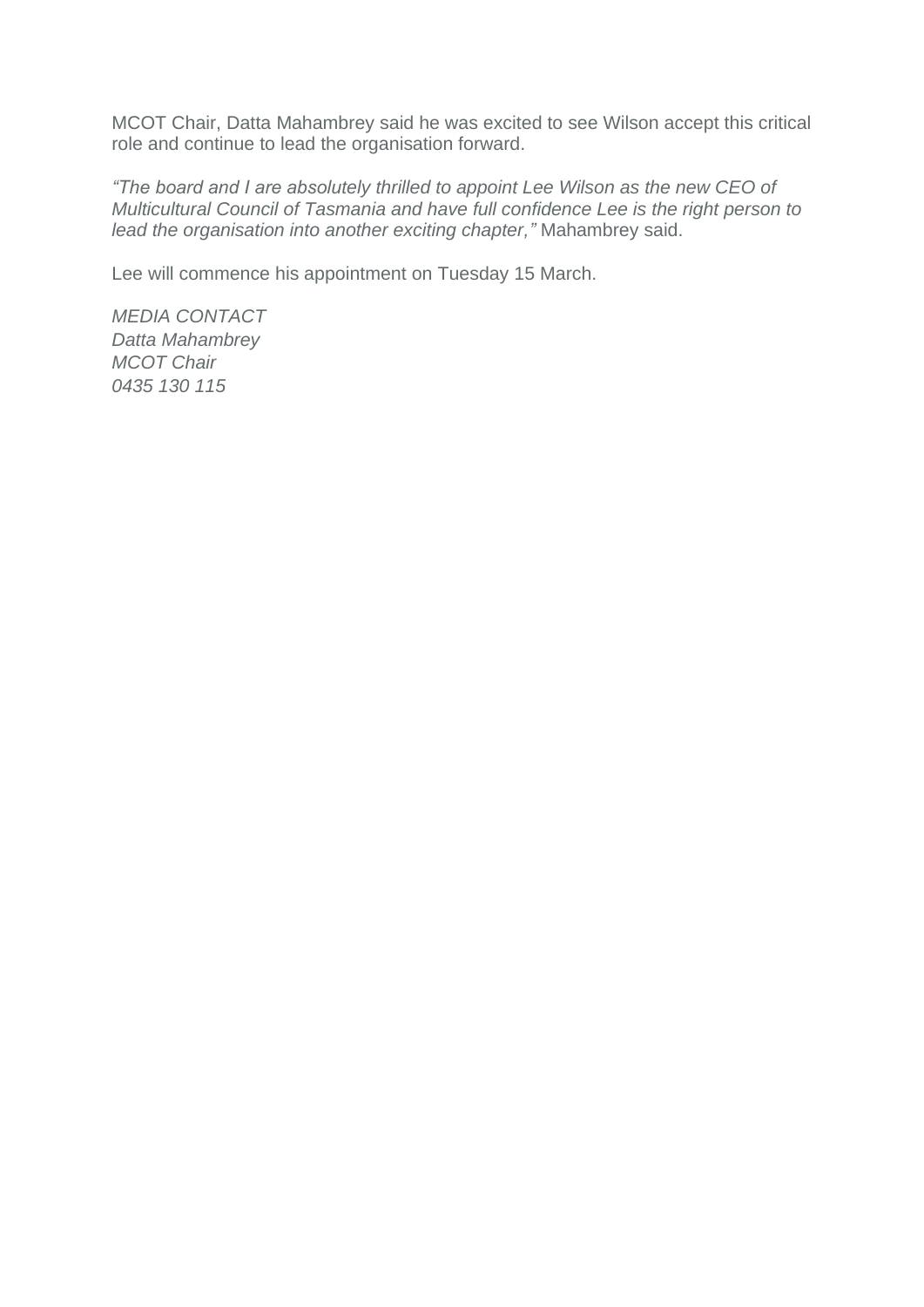MCOT Chair, Datta Mahambrey said he was excited to see Wilson accept this critical role and continue to lead the organisation forward.

*"The board and I are absolutely thrilled to appoint Lee Wilson as the new CEO of Multicultural Council of Tasmania and have full confidence Lee is the right person to lead the organisation into another exciting chapter,"* Mahambrey said.

Lee will commence his appointment on Tuesday 15 March.

*MEDIA CONTACT*
*Datta Mahambrey*
*MCOT Chair*
*0435 130 115*